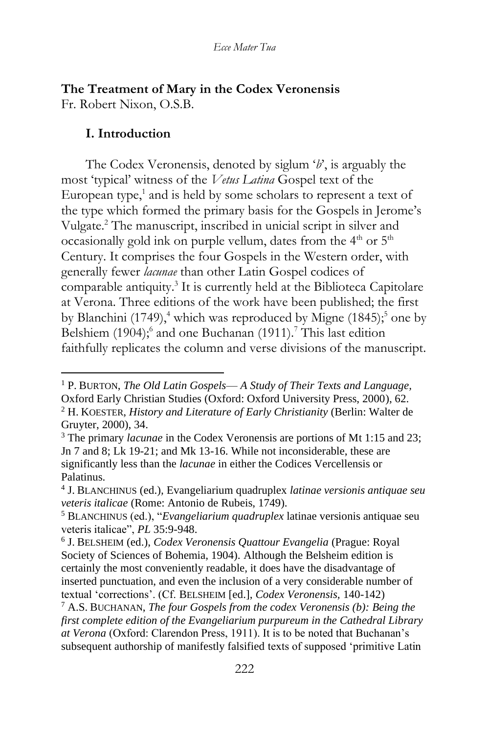## The Treatment of Mary in the Codex Veronensis

Fr. Robert Nixon, O.S.B.

### I. Introduction

The Codex Veronensis, denoted by siglum '*b*', is arguably the most 'typical' witness of the *Vetus Latina* Gospel text of the European type,[1] and is held by some scholars to represent a text of the type which formed the primary basis for the Gospels in Jerome's Vulgate.[2] The manuscript, inscribed in unicial script in silver and occasionally gold ink on purple vellum, dates from the 4th or 5th Century. It comprises the four Gospels in the Western order, with generally fewer *lacunae* than other Latin Gospel codices of comparable antiquity.[3] It is currently held at the Biblioteca Capitolare at Verona. Three editions of the work have been published; the first by Blanchini (1749),[4] which was reproduced by Migne (1845);[5] one by Belshiem (1904);[6] and one Buchanan (1911).[7] This last edition faithfully replicates the column and verse divisions of the manuscript.

---

[1] P. BURTON, *The Old Latin Gospels— A Study of Their Texts and Language,* Oxford Early Christian Studies (Oxford: Oxford University Press, 2000), 62.

[2] H. KOESTER, *History and Literature of Early Christianity* (Berlin: Walter de Gruyter, 2000), 34.

[3] The primary *lacunae* in the Codex Veronensis are portions of Mt 1:15 and 23; Jn 7 and 8; Lk 19-21; and Mk 13-16. While not inconsiderable, these are significantly less than the *lacunae* in either the Codices Vercellensis or Palatinus.

[4] J. BLANCHINUS (ed.), Evangeliarium quadruplex *latinae versionis antiquae seu veteris italicae* (Rome: Antonio de Rubeis, 1749).

[5] BLANCHINUS (ed.), "*Evangeliarium quadruplex* latinae versionis antiquae seu veteris italicae", *PL* 35:9-948.

[6] J. BELSHEIM (ed.), *Codex Veronensis Quattour Evangelia* (Prague: Royal Society of Sciences of Bohemia, 1904). Although the Belsheim edition is certainly the most conveniently readable, it does have the disadvantage of inserted punctuation, and even the inclusion of a very considerable number of textual 'corrections'. (Cf. BELSHEIM [ed.], *Codex Veronensis,* 140-142)

[7] A.S. BUCHANAN, *The four Gospels from the codex Veronensis (b): Being the first complete edition of the Evangeliarium purpureum in the Cathedral Library at Verona* (Oxford: Clarendon Press, 1911). It is to be noted that Buchanan's subsequent authorship of manifestly falsified texts of supposed 'primitive Latin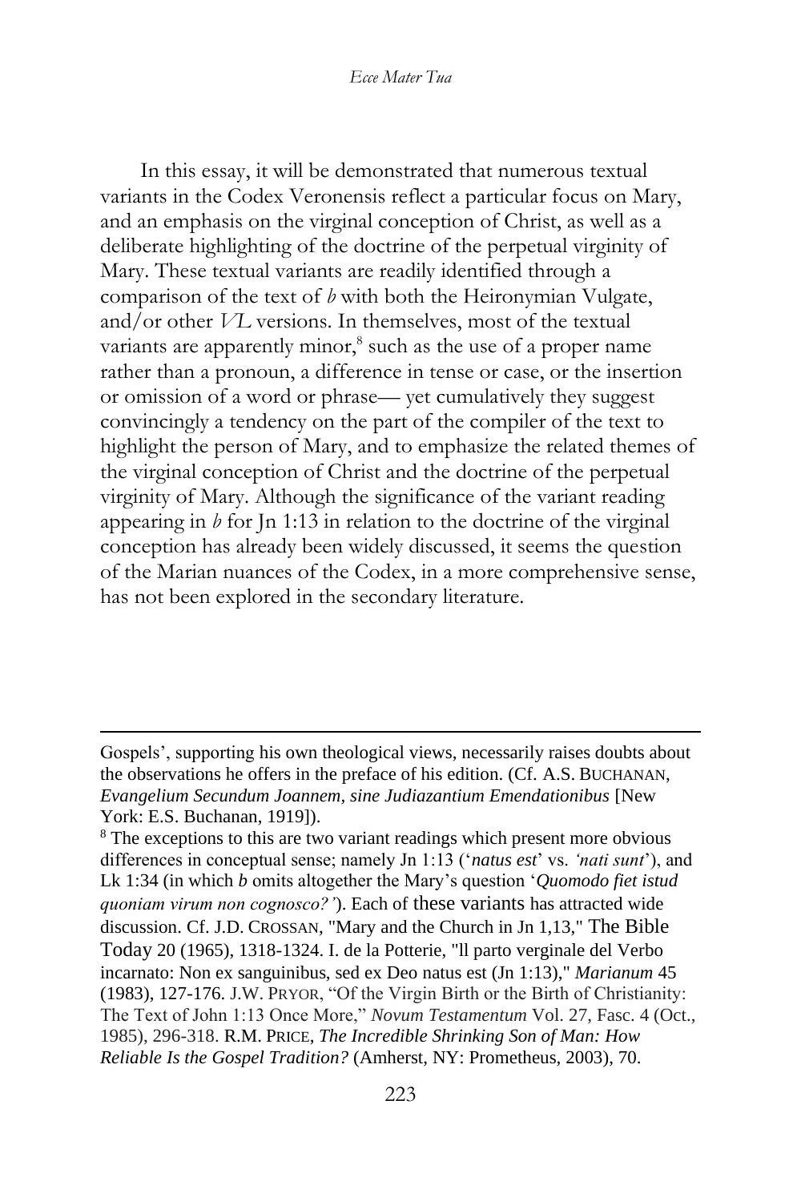In this essay, it will be demonstrated that numerous textual variants in the Codex Veronensis reflect a particular focus on Mary, and an emphasis on the virginal conception of Christ, as well as a deliberate highlighting of the doctrine of the perpetual virginity of Mary. These textual variants are readily identified through a comparison of the text of *b* with both the Heironymian Vulgate, and/or other *VL* versions. In themselves, most of the textual variants are apparently minor,[8] such as the use of a proper name rather than a pronoun, a difference in tense or case, or the insertion or omission of a word or phrase— yet cumulatively they suggest convincingly a tendency on the part of the compiler of the text to highlight the person of Mary, and to emphasize the related themes of the virginal conception of Christ and the doctrine of the perpetual virginity of Mary. Although the significance of the variant reading appearing in *b* for Jn 1:13 in relation to the doctrine of the virginal conception has already been widely discussed, it seems the question of the Marian nuances of the Codex, in a more comprehensive sense, has not been explored in the secondary literature.

---

Gospels', supporting his own theological views, necessarily raises doubts about the observations he offers in the preface of his edition. (Cf. A.S. BUCHANAN, *Evangelium Secundum Joannem, sine Judiazantium Emendationibus* [New York: E.S. Buchanan, 1919]).

[8] The exceptions to this are two variant readings which present more obvious differences in conceptual sense; namely Jn 1:13 ('*natus est*' vs. *'nati sunt'*), and Lk 1:34 (in which *b* omits altogether the Mary's question '*Quomodo fiet istud quoniam virum non cognosco?'*). Each of these variants has attracted wide discussion. Cf. J.D. CROSSAN, "Mary and the Church in Jn 1,13," The Bible Today 20 (1965), 1318-1324. I. de la Potterie, "ll parto verginale del Verbo incarnato: Non ex sanguinibus, sed ex Deo natus est (Jn 1:13)," *Marianum* 45 (1983), 127-176. J.W. PRYOR, "Of the Virgin Birth or the Birth of Christianity: The Text of John 1:13 Once More," *Novum Testamentum* Vol. 27, Fasc. 4 (Oct., 1985), 296-318. R.M. PRICE, *The Incredible Shrinking Son of Man: How Reliable Is the Gospel Tradition?* (Amherst, NY: Prometheus, 2003), 70.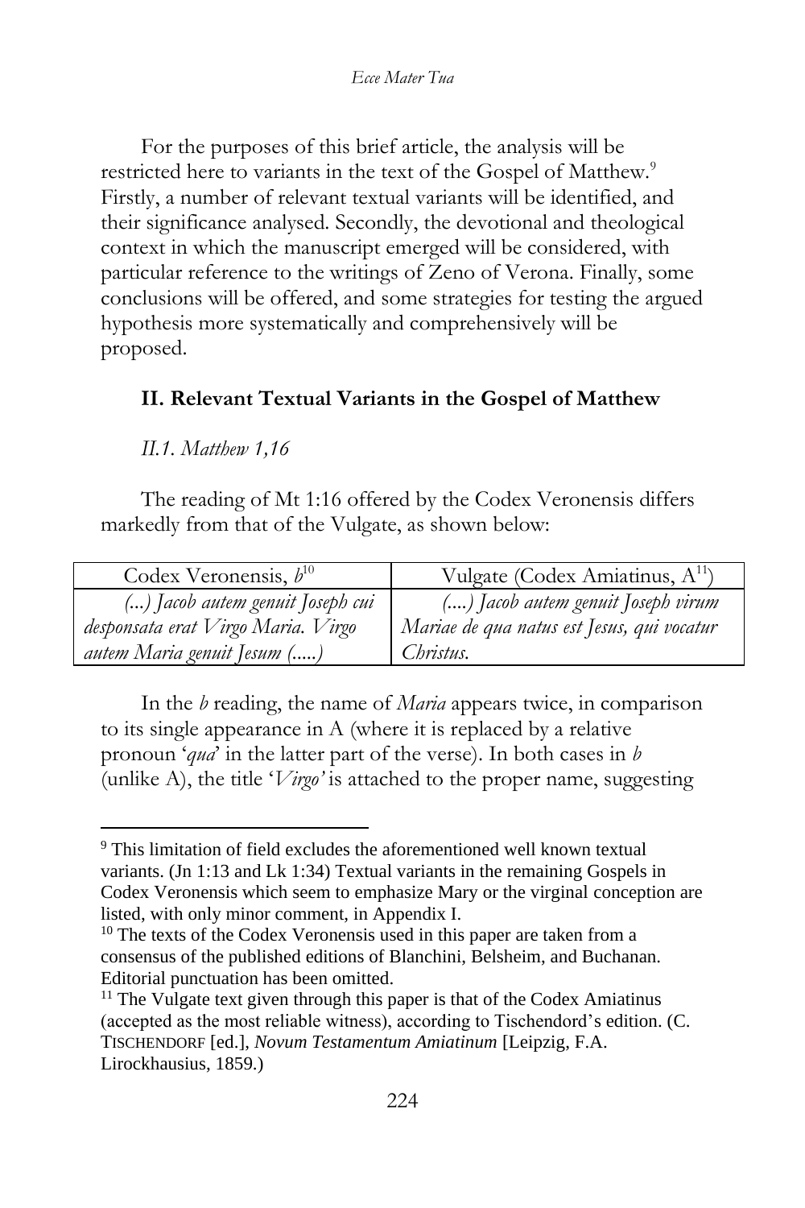For the purposes of this brief article, the analysis will be restricted here to variants in the text of the Gospel of Matthew.[9] Firstly, a number of relevant textual variants will be identified, and their significance analysed. Secondly, the devotional and theological context in which the manuscript emerged will be considered, with particular reference to the writings of Zeno of Verona. Finally, some conclusions will be offered, and some strategies for testing the argued hypothesis more systematically and comprehensively will be proposed.

## II. Relevant Textual Variants in the Gospel of Matthew

### *II.1. Matthew 1,16*

The reading of Mt 1:16 offered by the Codex Veronensis differs markedly from that of the Vulgate, as shown below:

| Codex Veronensis, *b*[10] | Vulgate (Codex Amiatinus, A[11]) |
|---|---|
| *(...) Jacob autem genuit Joseph cui desponsata erat Virgo Maria. Virgo autem Maria genuit Jesum (.....)* | *(....) Jacob autem genuit Joseph virum Mariae de qua natus est Jesus, qui vocatur Christus.* |

In the *b* reading, the name of *Maria* appears twice, in comparison to its single appearance in A (where it is replaced by a relative pronoun '*qua*' in the latter part of the verse). In both cases in *b* (unlike A), the title '*Virgo*' is attached to the proper name, suggesting

---

[9] This limitation of field excludes the aforementioned well known textual variants. (Jn 1:13 and Lk 1:34) Textual variants in the remaining Gospels in Codex Veronensis which seem to emphasize Mary or the virginal conception are listed, with only minor comment, in Appendix I.

[10] The texts of the Codex Veronensis used in this paper are taken from a consensus of the published editions of Blanchini, Belsheim, and Buchanan. Editorial punctuation has been omitted.

[11] The Vulgate text given through this paper is that of the Codex Amiatinus (accepted as the most reliable witness), according to Tischendorf's edition. (C. TISCHENDORF [ed.], *Novum Testamentum Amiatinum* [Leipzig, F.A. Lirockhausius, 1859.)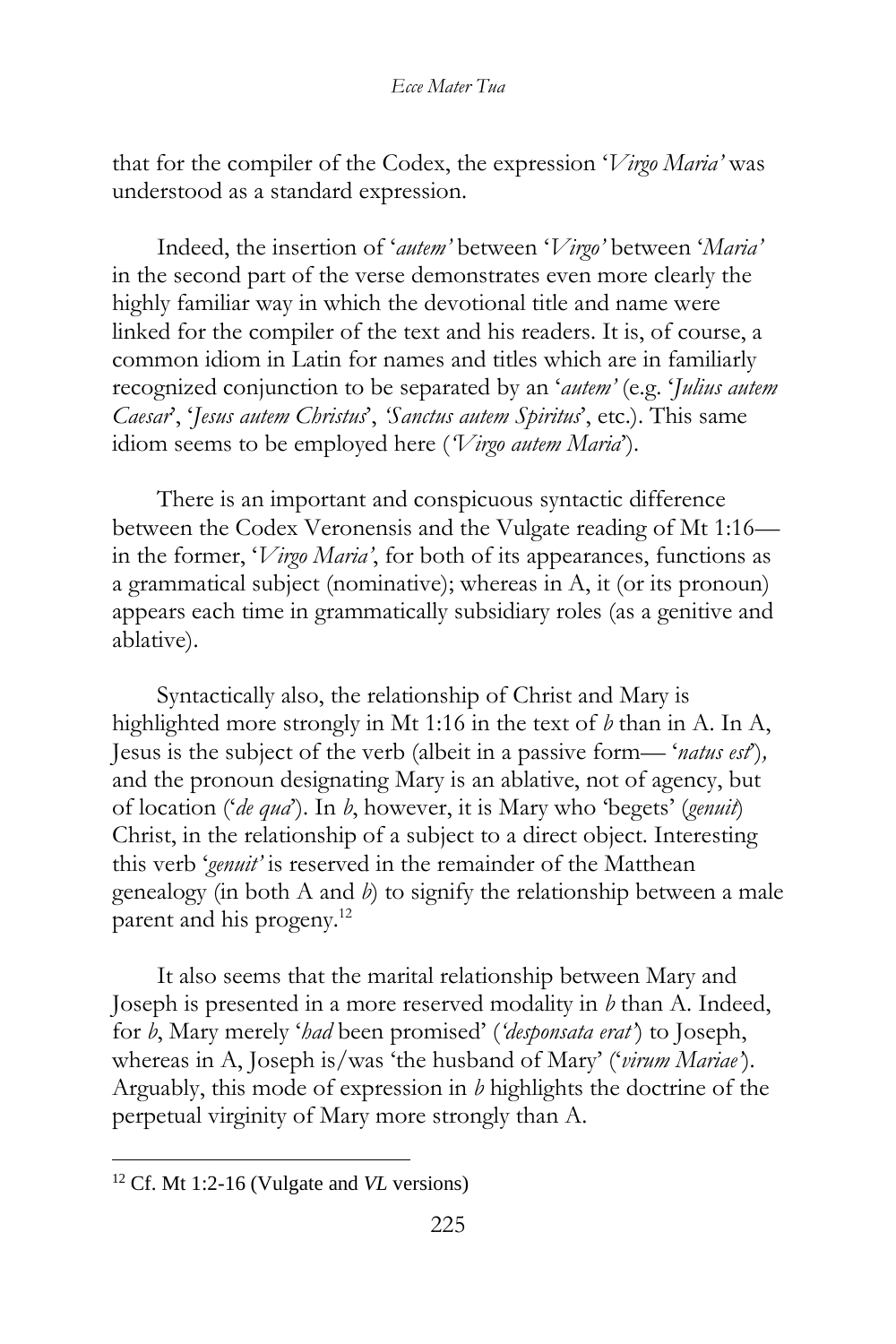that for the compiler of the Codex, the expression '*Virgo Maria'* was understood as a standard expression.

Indeed, the insertion of '*autem'* between '*Virgo'* between '*Maria'* in the second part of the verse demonstrates even more clearly the highly familiar way in which the devotional title and name were linked for the compiler of the text and his readers. It is, of course, a common idiom in Latin for names and titles which are in familiarly recognized conjunction to be separated by an '*autem'* (e.g. '*Julius autem Caesar*', '*Jesus autem Christus*', *'Sanctus autem Spiritus*', etc.). This same idiom seems to be employed here (*'Virgo autem Maria*').

There is an important and conspicuous syntactic difference between the Codex Veronensis and the Vulgate reading of Mt 1:16—in the former, '*Virgo Maria'*, for both of its appearances, functions as a grammatical subject (nominative); whereas in A, it (or its pronoun) appears each time in grammatically subsidiary roles (as a genitive and ablative).

Syntactically also, the relationship of Christ and Mary is highlighted more strongly in Mt 1:16 in the text of *b* than in A. In A, Jesus is the subject of the verb (albeit in a passive form— '*natus est*'), and the pronoun designating Mary is an ablative, not of agency, but of location ('*de qua*'). In *b*, however, it is Mary who 'begets' (*genuit*) Christ, in the relationship of a subject to a direct object. Interesting this verb '*genuit'* is reserved in the remainder of the Matthean genealogy (in both A and *b*) to signify the relationship between a male parent and his progeny.[12]

It also seems that the marital relationship between Mary and Joseph is presented in a more reserved modality in *b* than A. Indeed, for *b*, Mary merely '*had* been promised' (*'desponsata erat'*) to Joseph, whereas in A, Joseph is/was 'the husband of Mary' ('*virum Mariae'*). Arguably, this mode of expression in *b* highlights the doctrine of the perpetual virginity of Mary more strongly than A.

---

[12] Cf. Mt 1:2-16 (Vulgate and *VL* versions)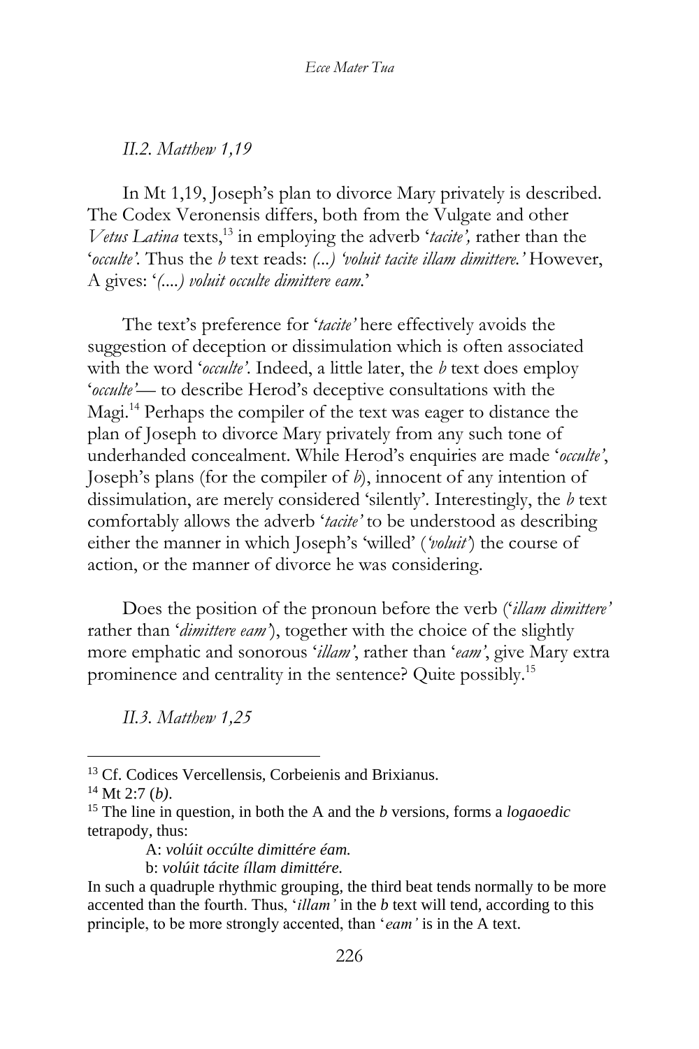*II.2. Matthew 1,19*

In Mt 1,19, Joseph's plan to divorce Mary privately is described. The Codex Veronensis differs, both from the Vulgate and other *Vetus Latina* texts,[13] in employing the adverb '*tacite',* rather than the '*occulte'*. Thus the *b* text reads: *(...) 'voluit tacite illam dimittere.'* However, A gives: '*(....) voluit occulte dimittere eam.*'

The text's preference for '*tacite'* here effectively avoids the suggestion of deception or dissimulation which is often associated with the word '*occulte'*. Indeed, a little later, the *b* text does employ '*occulte'*— to describe Herod's deceptive consultations with the Magi.[14] Perhaps the compiler of the text was eager to distance the plan of Joseph to divorce Mary privately from any such tone of underhanded concealment. While Herod's enquiries are made '*occulte'*, Joseph's plans (for the compiler of *b*), innocent of any intention of dissimulation, are merely considered 'silently'. Interestingly, the *b* text comfortably allows the adverb '*tacite'* to be understood as describing either the manner in which Joseph's 'willed' (*'voluit'*) the course of action, or the manner of divorce he was considering.

Does the position of the pronoun before the verb ('*illam dimittere'* rather than '*dimittere eam'*), together with the choice of the slightly more emphatic and sonorous '*illam'*, rather than '*eam'*, give Mary extra prominence and centrality in the sentence? Quite possibly.[15]

*II.3. Matthew 1,25*

---

[13] Cf. Codices Vercellensis, Corbeienis and Brixianus.

[14] Mt 2:7 (*b*).

[15] The line in question, in both the A and the *b* versions, forms a *logaoedic* tetrapody, thus:

A: *volúit occúlte dimittére éam.*

b: *volúit tácite íllam dimittére.*

In such a quadruple rhythmic grouping, the third beat tends normally to be more accented than the fourth. Thus, '*illam'* in the *b* text will tend, according to this principle, to be more strongly accented, than '*eam'* is in the A text.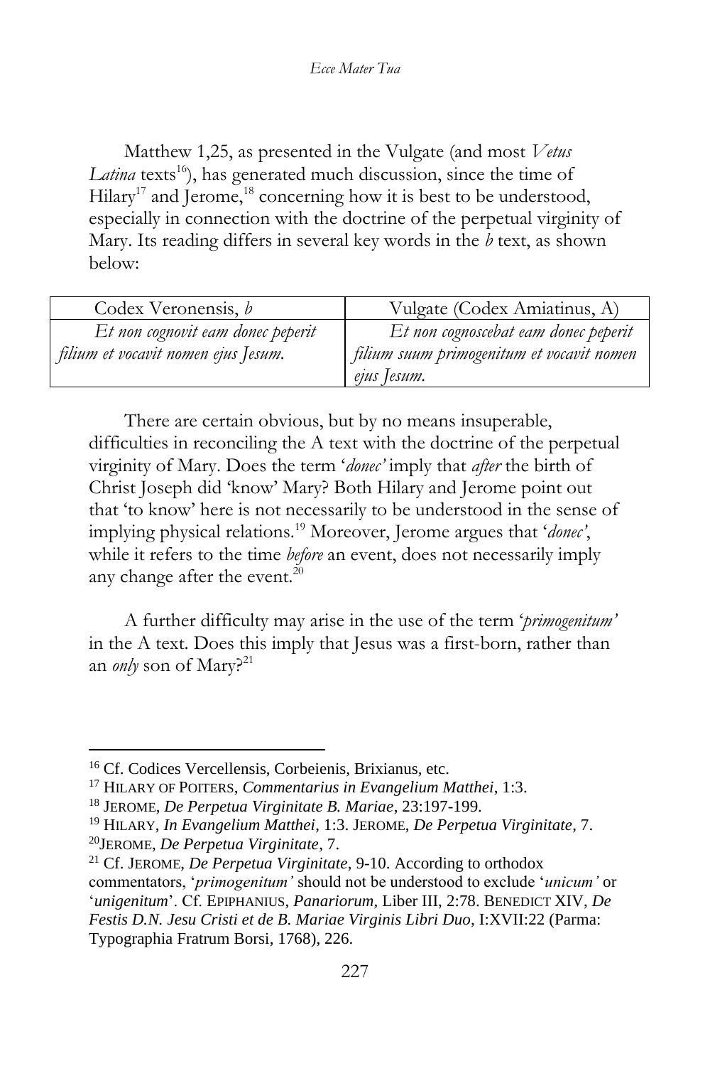Matthew 1,25, as presented in the Vulgate (and most *Vetus Latina* texts[16]), has generated much discussion, since the time of Hilary[17] and Jerome,[18] concerning how it is best to be understood, especially in connection with the doctrine of the perpetual virginity of Mary. Its reading differs in several key words in the *b* text, as shown below:

| Codex Veronensis, *b* | Vulgate (Codex Amiatinus, A) |
|---|---|
| *Et non cognovit eam donec peperit filium et vocavit nomen ejus Jesum.* | *Et non cognoscebat eam donec peperit filium suum primogenitum et vocavit nomen ejus Jesum.* |

There are certain obvious, but by no means insuperable, difficulties in reconciling the A text with the doctrine of the perpetual virginity of Mary. Does the term '*donec*' imply that *after* the birth of Christ Joseph did 'know' Mary? Both Hilary and Jerome point out that 'to know' here is not necessarily to be understood in the sense of implying physical relations.[19] Moreover, Jerome argues that '*donec*', while it refers to the time *before* an event, does not necessarily imply any change after the event.[20]

A further difficulty may arise in the use of the term '*primogenitum*' in the A text. Does this imply that Jesus was a first-born, rather than an *only* son of Mary?[21]

---

[16] Cf. Codices Vercellensis, Corbeienis, Brixianus, etc.

[17] HILARY OF POITERS, *Commentarius in Evangelium Matthei*, 1:3.

[18] JEROME, *De Perpetua Virginitate B. Mariae*, 23:197-199.

[19] HILARY, *In Evangelium Matthei*, 1:3. JEROME, *De Perpetua Virginitate*, 7.

[20] JEROME, *De Perpetua Virginitate*, 7.

[21] Cf. JEROME, *De Perpetua Virginitate*, 9-10. According to orthodox commentators, '*primogenitum*' should not be understood to exclude '*unicum*' or '*unigenitum*'. Cf. EPIPHANIUS, *Panariorum*, Liber III, 2:78. BENEDICT XIV, *De Festis D.N. Jesu Cristi et de B. Mariae Virginis Libri Duo*, I:XVII:22 (Parma: Typographia Fratrum Borsi, 1768), 226.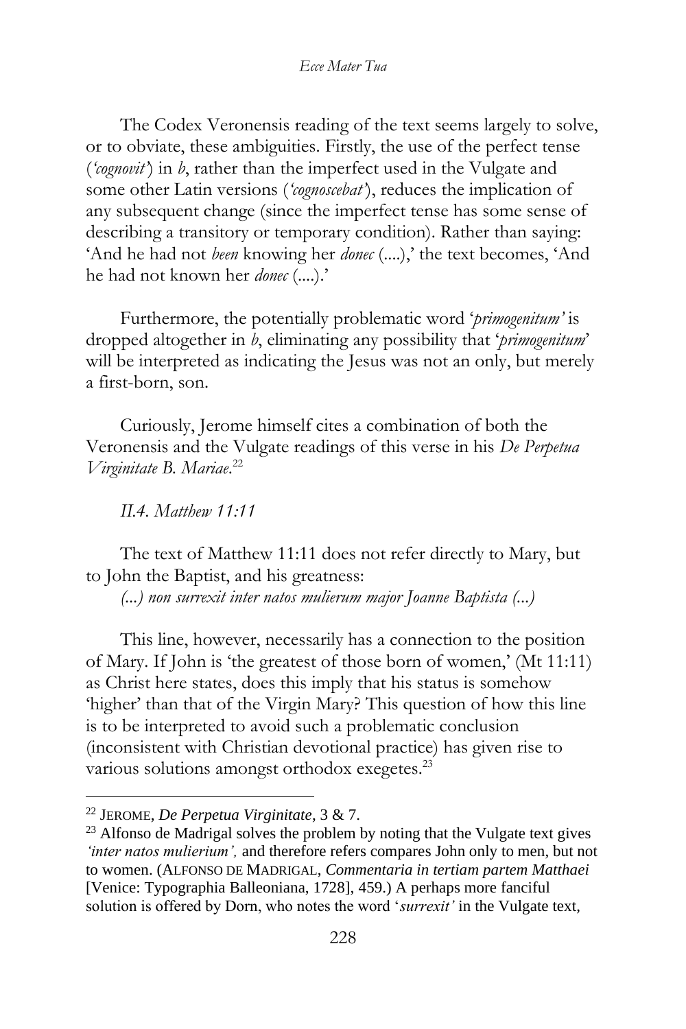The Codex Veronensis reading of the text seems largely to solve, or to obviate, these ambiguities. Firstly, the use of the perfect tense (*'cognovit'*) in *b*, rather than the imperfect used in the Vulgate and some other Latin versions (*'cognoscebat'*), reduces the implication of any subsequent change (since the imperfect tense has some sense of describing a transitory or temporary condition). Rather than saying: 'And he had not *been* knowing her *donec* (....),' the text becomes, 'And he had not known her *donec* (....).'

Furthermore, the potentially problematic word '*primogenitum'* is dropped altogether in *b*, eliminating any possibility that '*primogenitum*' will be interpreted as indicating the Jesus was not an only, but merely a first-born, son.

Curiously, Jerome himself cites a combination of both the Veronensis and the Vulgate readings of this verse in his *De Perpetua Virginitate B. Mariae*.[22]

*II.4. Matthew 11:11*

The text of Matthew 11:11 does not refer directly to Mary, but to John the Baptist, and his greatness:

*(...) non surrexit inter natos mulierum major Joanne Baptista (...)*

This line, however, necessarily has a connection to the position of Mary. If John is 'the greatest of those born of women,' (Mt 11:11) as Christ here states, does this imply that his status is somehow 'higher' than that of the Virgin Mary? This question of how this line is to be interpreted to avoid such a problematic conclusion (inconsistent with Christian devotional practice) has given rise to various solutions amongst orthodox exegetes.[23]

---

[22] JEROME, *De Perpetua Virginitate*, 3 & 7.

[23] Alfonso de Madrigal solves the problem by noting that the Vulgate text gives *'inter natos mulierium',* and therefore refers compares John only to men, but not to women. (ALFONSO DE MADRIGAL, *Commentaria in tertiam partem Matthaei* [Venice: Typographia Balleoniana, 1728], 459.) A perhaps more fanciful solution is offered by Dorn, who notes the word '*surrexit'* in the Vulgate text,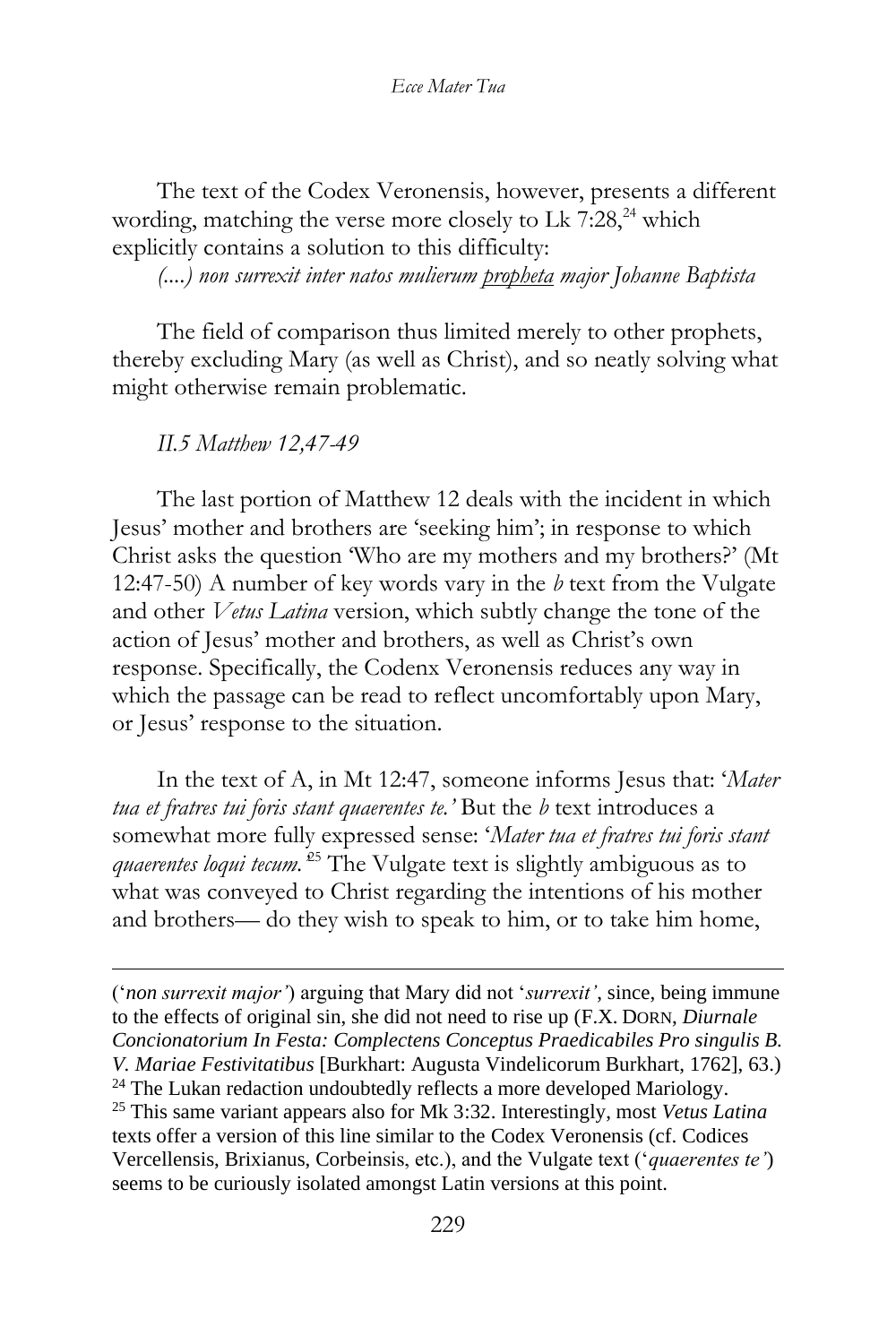The text of the Codex Veronensis, however, presents a different wording, matching the verse more closely to Lk 7:28,[24] which explicitly contains a solution to this difficulty:

*(....) non surrexit inter natos mulierum propheta major Johanne Baptista*

The field of comparison thus limited merely to other prophets, thereby excluding Mary (as well as Christ), and so neatly solving what might otherwise remain problematic.

*II.5 Matthew 12,47-49*

The last portion of Matthew 12 deals with the incident in which Jesus' mother and brothers are 'seeking him'; in response to which Christ asks the question 'Who are my mothers and my brothers?' (Mt 12:47-50) A number of key words vary in the *b* text from the Vulgate and other *Vetus Latina* version, which subtly change the tone of the action of Jesus' mother and brothers, as well as Christ's own response. Specifically, the Codenx Veronensis reduces any way in which the passage can be read to reflect uncomfortably upon Mary, or Jesus' response to the situation.

In the text of A, in Mt 12:47, someone informs Jesus that: '*Mater tua et fratres tui foris stant quaerentes te.*' But the *b* text introduces a somewhat more fully expressed sense: '*Mater tua et fratres tui foris stant quaerentes loqui tecum.*'[25] The Vulgate text is slightly ambiguous as to what was conveyed to Christ regarding the intentions of his mother and brothers— do they wish to speak to him, or to take him home,

---

('*non surrexit major*') arguing that Mary did not '*surrexit*', since, being immune to the effects of original sin, she did not need to rise up (F.X. DORN, *Diurnale Concionatorium In Festa: Complectens Conceptus Praedicabiles Pro singulis B. V. Mariae Festivitatibus* [Burkhart: Augusta Vindelicorum Burkhart, 1762], 63.)

[24] The Lukan redaction undoubtedly reflects a more developed Mariology.

[25] This same variant appears also for Mk 3:32. Interestingly, most *Vetus Latina* texts offer a version of this line similar to the Codex Veronensis (cf. Codices Vercellensis, Brixianus, Corbeinsis, etc.), and the Vulgate text ('*quaerentes te*') seems to be curiously isolated amongst Latin versions at this point.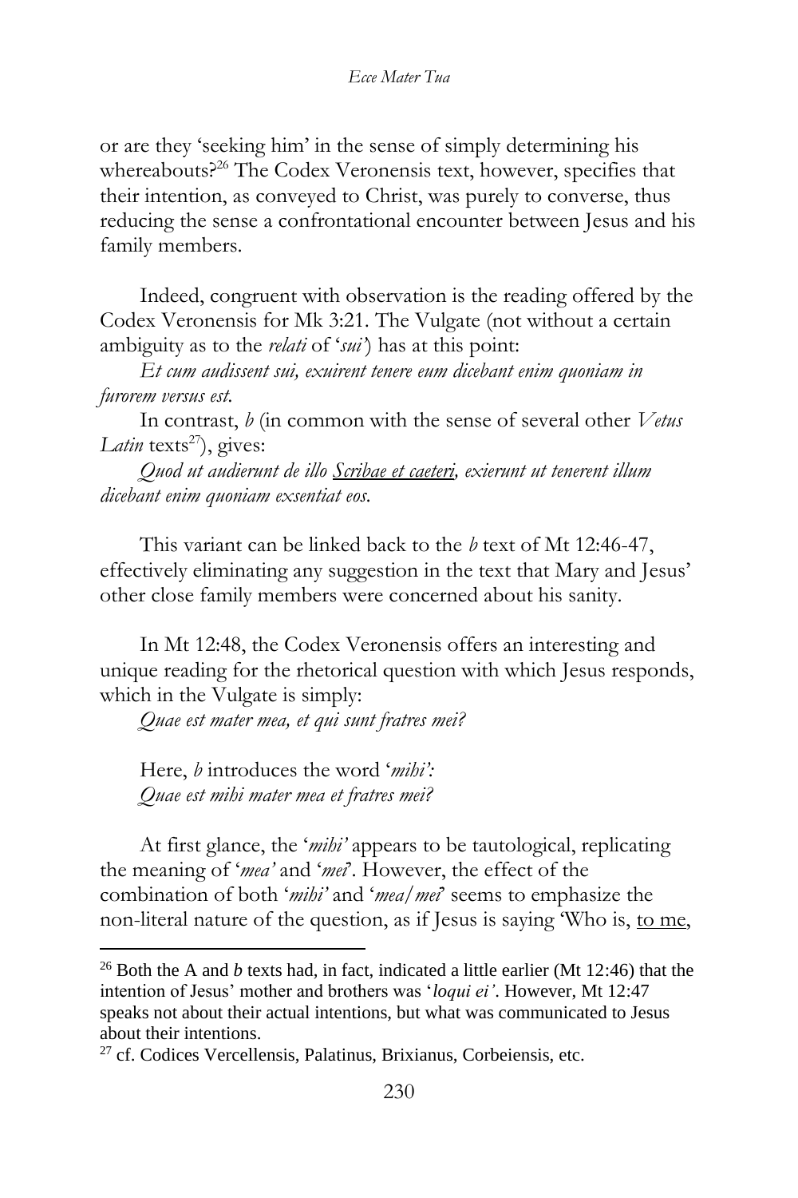or are they 'seeking him' in the sense of simply determining his whereabouts?[26] The Codex Veronensis text, however, specifies that their intention, as conveyed to Christ, was purely to converse, thus reducing the sense a confrontational encounter between Jesus and his family members.

Indeed, congruent with observation is the reading offered by the Codex Veronensis for Mk 3:21. The Vulgate (not without a certain ambiguity as to the *relati* of '*sui*') has at this point:

*Et cum audissent sui, exiurent tenere eum dicebant enim quoniam in furorem versus est.*

In contrast, *b* (in common with the sense of several other *Vetus Latin* texts[27]), gives:

*Quod ut audierunt de illo <u>Scribae et caeteri</u>, exierunt ut tenerent illum dicebant enim quoniam exsentiat eos.*

This variant can be linked back to the *b* text of Mt 12:46-47, effectively eliminating any suggestion in the text that Mary and Jesus' other close family members were concerned about his sanity.

In Mt 12:48, the Codex Veronensis offers an interesting and unique reading for the rhetorical question with which Jesus responds, which in the Vulgate is simply:

*Quae est mater mea, et qui sunt fratres mei?*

Here, *b* introduces the word '*mihi'*:

*Quae est mihi mater mea et fratres mei?*

At first glance, the '*mihi'* appears to be tautological, replicating the meaning of '*mea'* and '*mei*'. However, the effect of the combination of both '*mihi'* and '*mea/mei*' seems to emphasize the non-literal nature of the question, as if Jesus is saying 'Who is, <u>to me</u>,

---

[26] Both the A and *b* texts had, in fact, indicated a little earlier (Mt 12:46) that the intention of Jesus' mother and brothers was '*loqui ei'*. However, Mt 12:47 speaks not about their actual intentions, but what was communicated to Jesus about their intentions.

[27] cf. Codices Vercellensis, Palatinus, Brixianus, Corbeiensis, etc.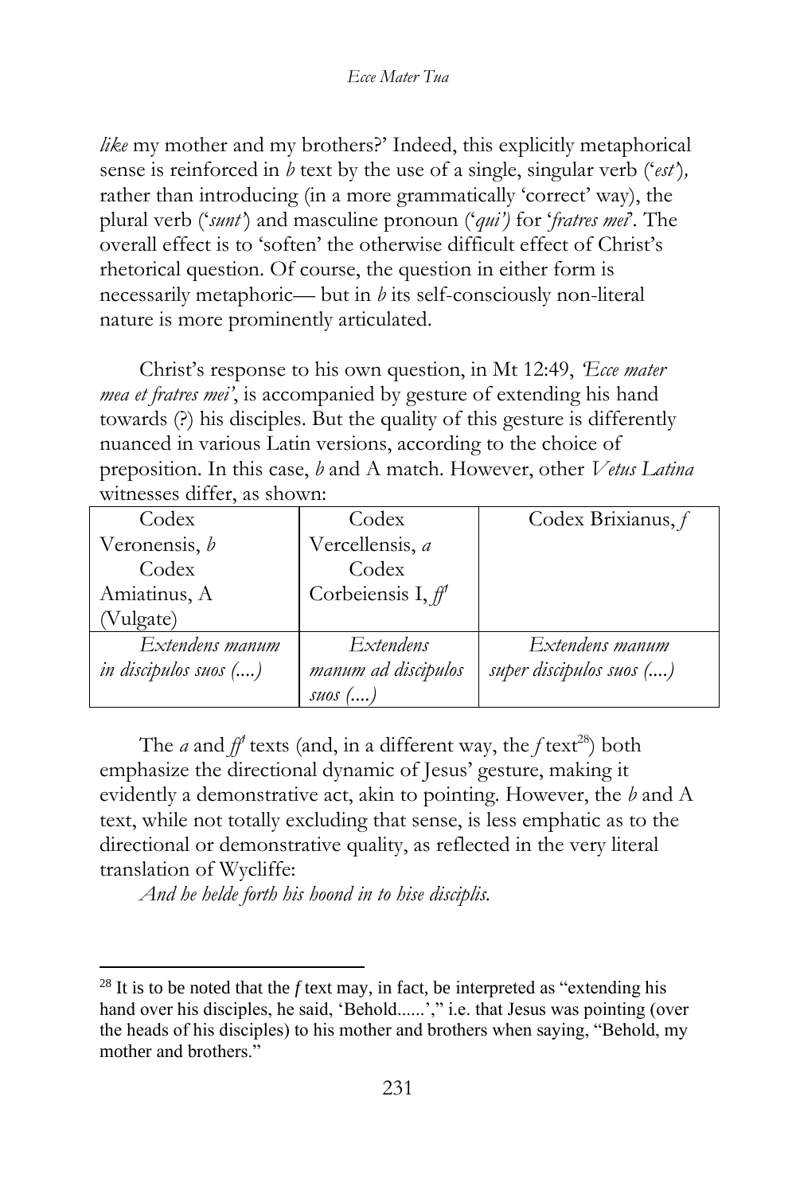*like* my mother and my brothers?' Indeed, this explicitly metaphorical sense is reinforced in *b* text by the use of a single, singular verb ('*est*'), rather than introducing (in a more grammatically 'correct' way), the plural verb ('*sunt*') and masculine pronoun ('*qui'*) for '*fratres mei*'. The overall effect is to 'soften' the otherwise difficult effect of Christ's rhetorical question. Of course, the question in either form is necessarily metaphoric— but in *b* its self-consciously non-literal nature is more prominently articulated.

Christ's response to his own question, in Mt 12:49, *'Ecce mater mea et fratres mei'*, is accompanied by gesture of extending his hand towards (?) his disciples. But the quality of this gesture is differently nuanced in various Latin versions, according to the choice of preposition. In this case, *b* and A match. However, other *Vetus Latina* witnesses differ, as shown:

| Codex Veronensis, *b*<br>Codex Amiatinus, A (Vulgate) | Codex Vercellensis, *a*<br>Codex Corbeiensis I, *ff*[1] | Codex Brixianus, *f* |
|---|---|---|
| *Extendens manum in discipulos suos (....)* | *Extendens manum ad discipulos suos (....)* | *Extendens manum super discipulos suos (....)* |

The *a* and *ff*[1] texts (and, in a different way, the *f* text[28]) both emphasize the directional dynamic of Jesus' gesture, making it evidently a demonstrative act, akin to pointing. However, the *b* and A text, while not totally excluding that sense, is less emphatic as to the directional or demonstrative quality, as reflected in the very literal translation of Wycliffe:

*And he helde forth his hoond in to hise disciplis.*

---

[28] It is to be noted that the *f* text may, in fact, be interpreted as "extending his hand over his disciples, he said, 'Behold......'," i.e. that Jesus was pointing (over the heads of his disciples) to his mother and brothers when saying, "Behold, my mother and brothers."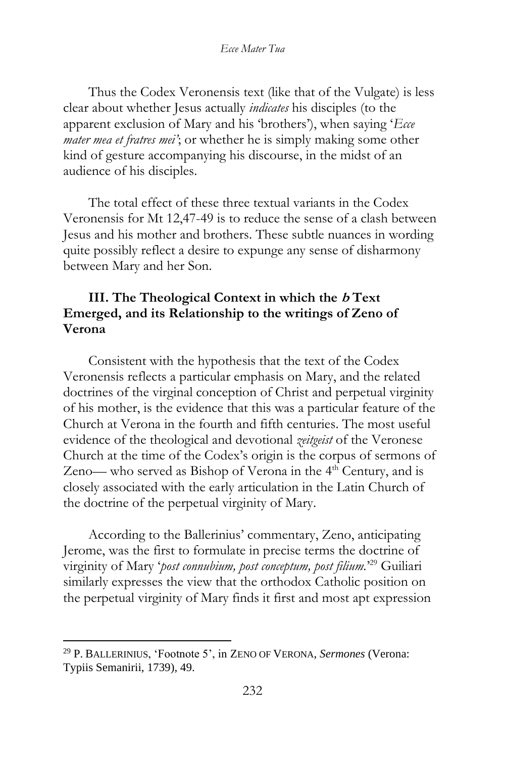Thus the Codex Veronensis text (like that of the Vulgate) is less clear about whether Jesus actually *indicates* his disciples (to the apparent exclusion of Mary and his 'brothers'), when saying '*Ecce mater mea et fratres mei*'; or whether he is simply making some other kind of gesture accompanying his discourse, in the midst of an audience of his disciples.

The total effect of these three textual variants in the Codex Veronensis for Mt 12,47-49 is to reduce the sense of a clash between Jesus and his mother and brothers. These subtle nuances in wording quite possibly reflect a desire to expunge any sense of disharmony between Mary and her Son.

### III. The Theological Context in which the *b* Text Emerged, and its Relationship to the writings of Zeno of Verona

Consistent with the hypothesis that the text of the Codex Veronensis reflects a particular emphasis on Mary, and the related doctrines of the virginal conception of Christ and perpetual virginity of his mother, is the evidence that this was a particular feature of the Church at Verona in the fourth and fifth centuries. The most useful evidence of the theological and devotional *zeitgeist* of the Veronese Church at the time of the Codex's origin is the corpus of sermons of Zeno— who served as Bishop of Verona in the 4th Century, and is closely associated with the early articulation in the Latin Church of the doctrine of the perpetual virginity of Mary.

According to the Ballerinius' commentary, Zeno, anticipating Jerome, was the first to formulate in precise terms the doctrine of virginity of Mary '*post connubium, post conceptum, post filium.*'[29] Guiliari similarly expresses the view that the orthodox Catholic position on the perpetual virginity of Mary finds it first and most apt expression

---

[29] P. BALLERINIUS, 'Footnote 5', in ZENO OF VERONA, *Sermones* (Verona: Typiis Semanirii, 1739), 49.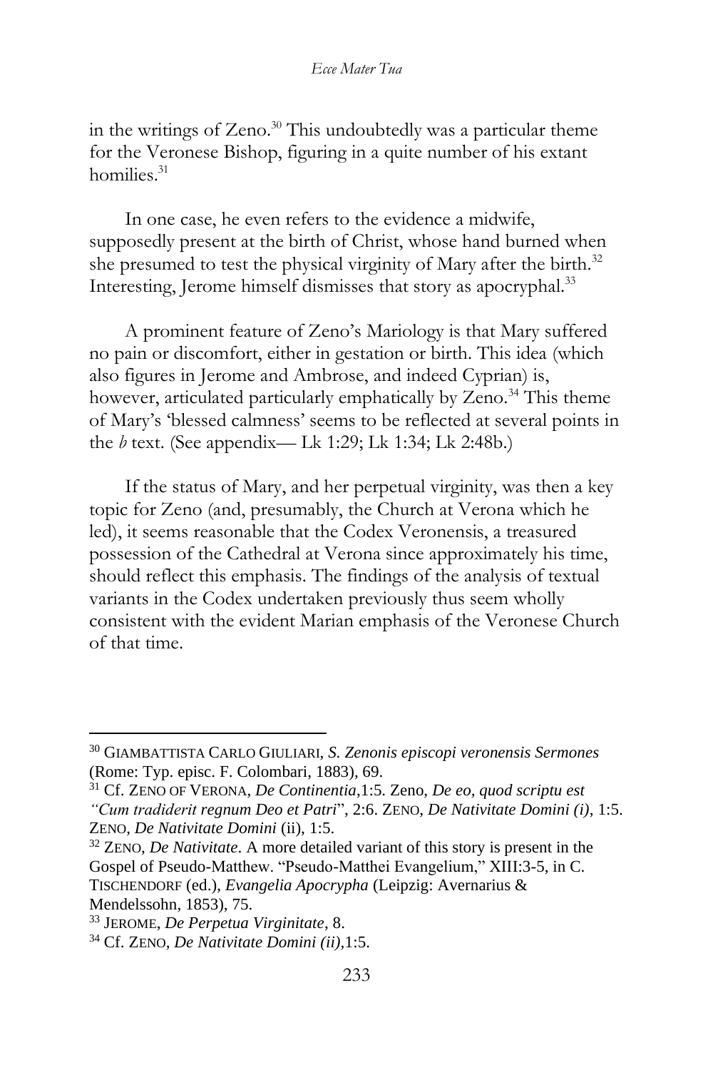in the writings of Zeno.[30] This undoubtedly was a particular theme for the Veronese Bishop, figuring in a quite number of his extant homilies.[31]

In one case, he even refers to the evidence a midwife, supposedly present at the birth of Christ, whose hand burned when she presumed to test the physical virginity of Mary after the birth.[32] Interesting, Jerome himself dismisses that story as apocryphal.[33]

A prominent feature of Zeno's Mariology is that Mary suffered no pain or discomfort, either in gestation or birth. This idea (which also figures in Jerome and Ambrose, and indeed Cyprian) is, however, articulated particularly emphatically by Zeno.[34] This theme of Mary's 'blessed calmness' seems to be reflected at several points in the *b* text. (See appendix— Lk 1:29; Lk 1:34; Lk 2:48b.)

If the status of Mary, and her perpetual virginity, was then a key topic for Zeno (and, presumably, the Church at Verona which he led), it seems reasonable that the Codex Veronensis, a treasured possession of the Cathedral at Verona since approximately his time, should reflect this emphasis. The findings of the analysis of textual variants in the Codex undertaken previously thus seem wholly consistent with the evident Marian emphasis of the Veronese Church of that time.

---

[30] GIAMBATTISTA CARLO GIULIARI, *S. Zenonis episcopi veronensis Sermones* (Rome: Typ. episc. F. Colombari, 1883), 69.

[31] Cf. ZENO OF VERONA, *De Continentia*,1:5. Zeno, *De eo, quod scriptu est "Cum tradiderit regnum Deo et Patri*", 2:6. ZENO, *De Nativitate Domini (i)*, 1:5. ZENO, *De Nativitate Domini* (ii), 1:5.

[32] ZENO, *De Nativitate*. A more detailed variant of this story is present in the Gospel of Pseudo-Matthew. "Pseudo-Matthei Evangelium," XIII:3-5, in C. TISCHENDORF (ed.), *Evangelia Apocrypha* (Leipzig: Avernarius & Mendelssohn, 1853), 75.

[33] JEROME, *De Perpetua Virginitate*, 8.

[34] Cf. ZENO, *De Nativitate Domini (ii)*,1:5.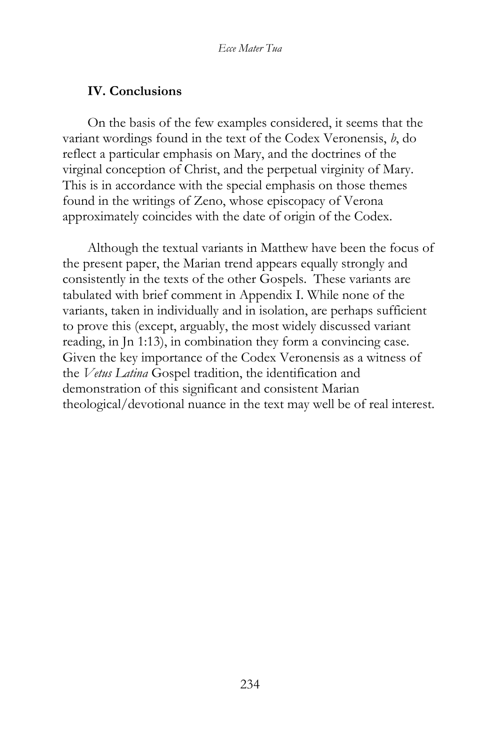## IV. Conclusions

On the basis of the few examples considered, it seems that the variant wordings found in the text of the Codex Veronensis, *b*, do reflect a particular emphasis on Mary, and the doctrines of the virginal conception of Christ, and the perpetual virginity of Mary. This is in accordance with the special emphasis on those themes found in the writings of Zeno, whose episcopacy of Verona approximately coincides with the date of origin of the Codex.

Although the textual variants in Matthew have been the focus of the present paper, the Marian trend appears equally strongly and consistently in the texts of the other Gospels. These variants are tabulated with brief comment in Appendix I. While none of the variants, taken in individually and in isolation, are perhaps sufficient to prove this (except, arguably, the most widely discussed variant reading, in Jn 1:13), in combination they form a convincing case. Given the key importance of the Codex Veronensis as a witness of the *Vetus Latina* Gospel tradition, the identification and demonstration of this significant and consistent Marian theological/devotional nuance in the text may well be of real interest.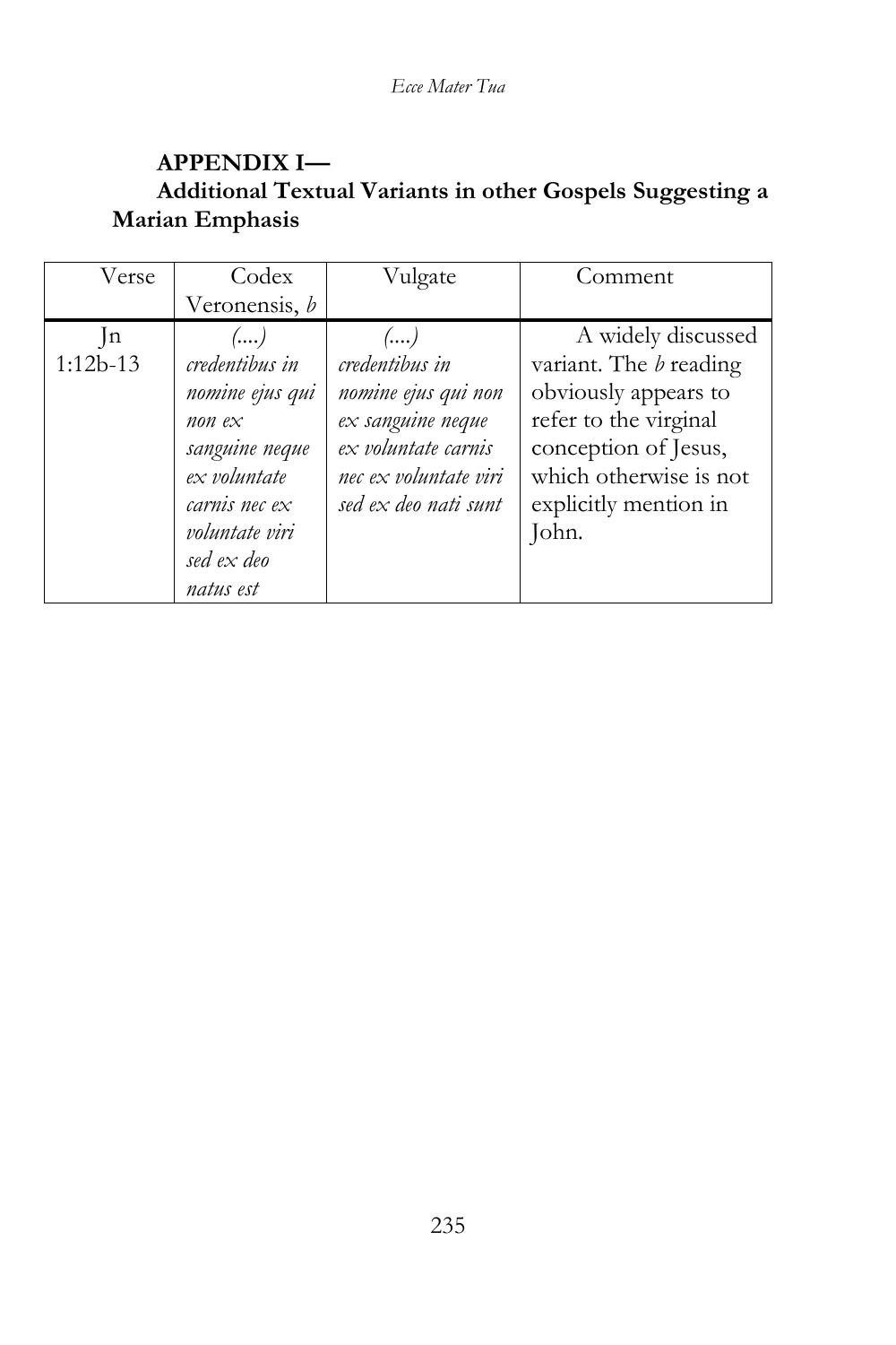## APPENDIX I—

### Additional Textual Variants in other Gospels Suggesting a Marian Emphasis

| Verse | Codex Veronensis, *b* | Vulgate | Comment |
|---|---|---|---|
| Jn 1:12b-13 | *(....) credentibus in nomine ejus qui non ex sanguine neque ex voluntate carnis nec ex voluntate viri sed ex deo natus est* | *(....) credentibus in nomine ejus qui non ex sanguine neque ex voluntate carnis nec ex voluntate viri sed ex deo nati sunt* | A widely discussed variant. The *b* reading obviously appears to refer to the virginal conception of Jesus, which otherwise is not explicitly mention in John. |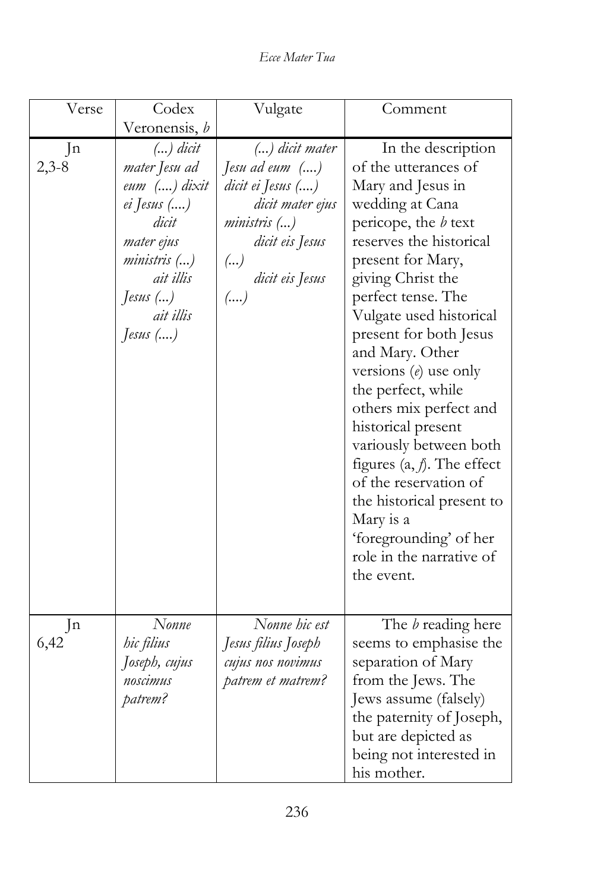| Verse | Codex Veronensis, *b* | Vulgate | Comment |
|---|---|---|---|
| Jn 2,3-8 | *(...) dicit mater Jesu ad eum (....) dixit ei Jesus (....)* *dicit mater ejus ministris (...)* *ait illis Jesus (...)* *ait illis Jesus (....)* | *(...) dicit mater Jesu ad eum (....) dicit ei Jesus (....)* *dicit mater ejus ministris (...)* *dicit eis Jesus (...)* *dicit eis Jesus (....)* | In the description of the utterances of Mary and Jesus in wedding at Cana pericope, the *b* text reserves the historical present for Mary, giving Christ the perfect tense. The Vulgate used historical present for both Jesus and Mary. Other versions (*e*) use only the perfect, while others mix perfect and historical present variously between both figures (a, *f*). The effect of the reservation of the historical present to Mary is a 'foregrounding' of her role in the narrative of the event. |
| Jn 6,42 | *Nonne hic filius Joseph, cujus noscimus patrem?* | *Nonne hic est Jesus filius Joseph cujus nos novimus patrem et matrem?* | The *b* reading here seems to emphasise the separation of Mary from the Jews. The Jews assume (falsely) the paternity of Joseph, but are depicted as being not interested in his mother. |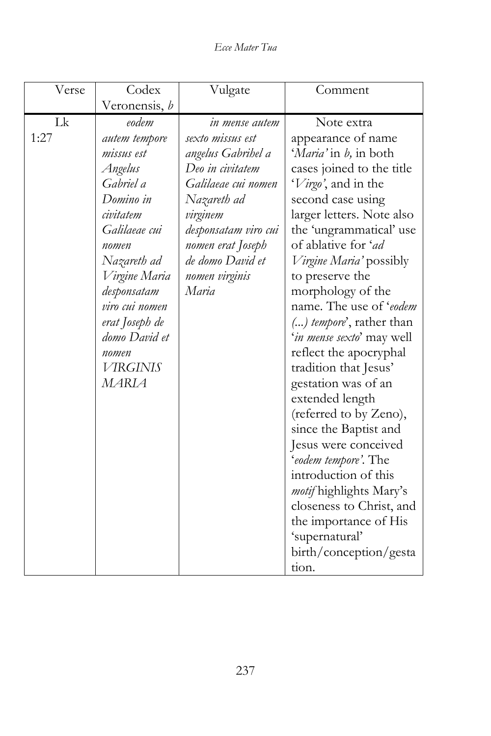| Verse | Codex Veronensis, *b* | Vulgate | Comment |
|---|---|---|---|
| Lk 1:27 | *eodem autem tempore missus est Angelus Gabriel a Domino in civitatem Galilaeae cui nomen Nazareth ad Virgine Maria desponsatam viro cui nomen erat Joseph de domo David et nomen VIRGINIS MARIA* | *in mense autem sexto missus est angelus Gabrihel a Deo in civitatem Galilaeae cui nomen Nazareth ad virginem desponsatam viro cui nomen erat Joseph de domo David et nomen virginis Maria* | Note extra appearance of name '*Maria'* in *b,* in both cases joined to the title '*Virgo'*, and in the second case using larger letters. Note also the 'ungrammatical' use of ablative for '*ad Virgine Maria'* possibly to preserve the morphology of the name. The use of '*eodem (...) tempore*', rather than '*in mense sexto*' may well reflect the apocryphal tradition that Jesus' gestation was of an extended length (referred to by Zeno), since the Baptist and Jesus were conceived '*eodem tempore'*. The introduction of this *motif* highlights Mary's closeness to Christ, and the importance of His 'supernatural' birth/conception/gestation. |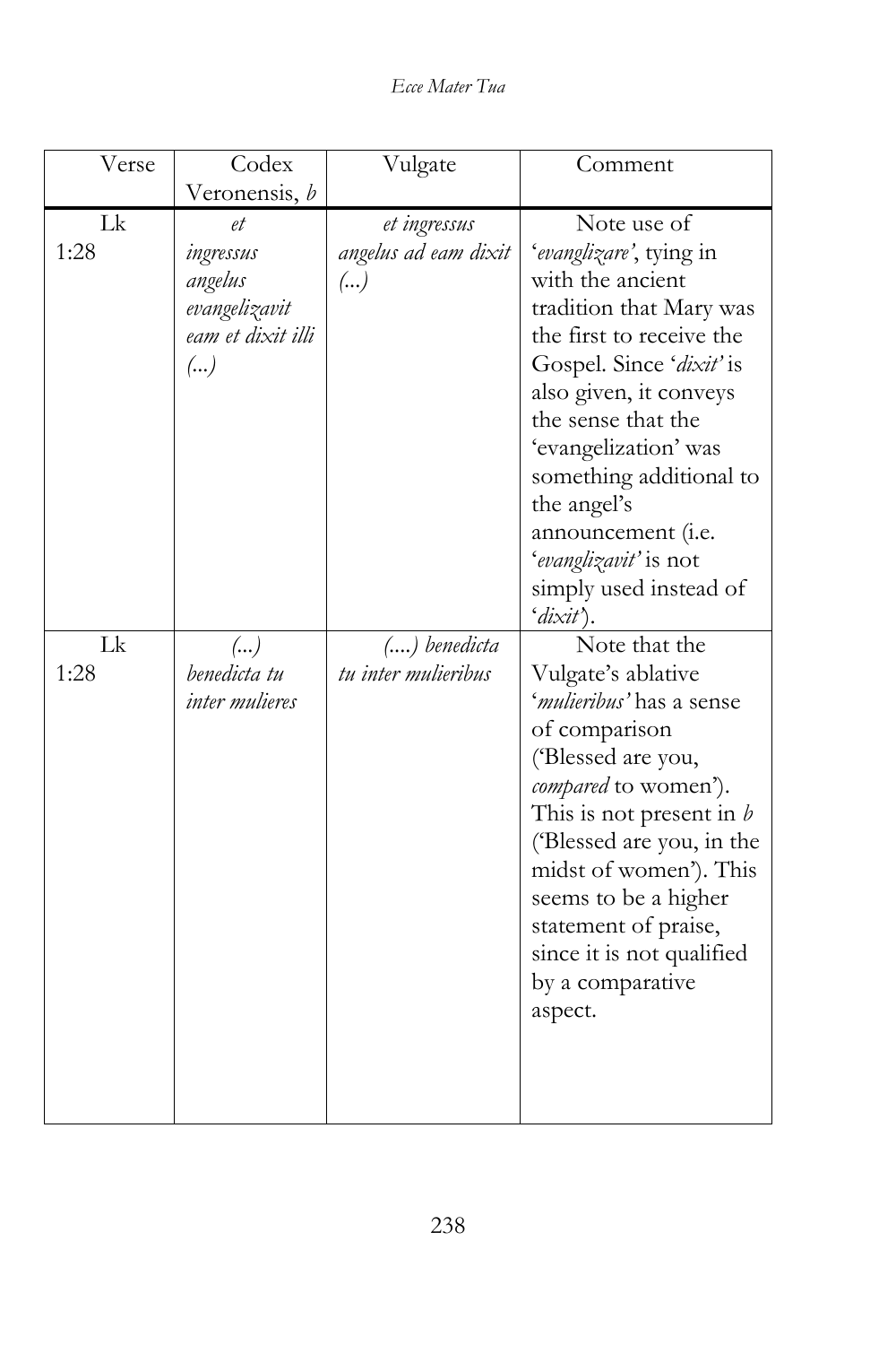| Verse | Codex Veronensis, *b* | Vulgate | Comment |
|---|---|---|---|
| Lk 1:28 | *et ingressus angelus evangelizavit eam et dixit illi (...)* | *et ingressus angelus ad eam dixit (...)* | Note use of '*evanglizare*', tying in with the ancient tradition that Mary was the first to receive the Gospel. Since '*dixit*' is also given, it conveys the sense that the 'evangelization' was something additional to the angel's announcement (i.e. '*evanglizavit*' is not simply used instead of '*dixit*'). |
| Lk 1:28 | *(...) benedicta tu inter mulieres* | *(....) benedicta tu inter mulieribus* | Note that the Vulgate's ablative '*mulieribus*' has a sense of comparison ('Blessed are you, *compared* to women'). This is not present in *b* ('Blessed are you, in the midst of women'). This seems to be a higher statement of praise, since it is not qualified by a comparative aspect. |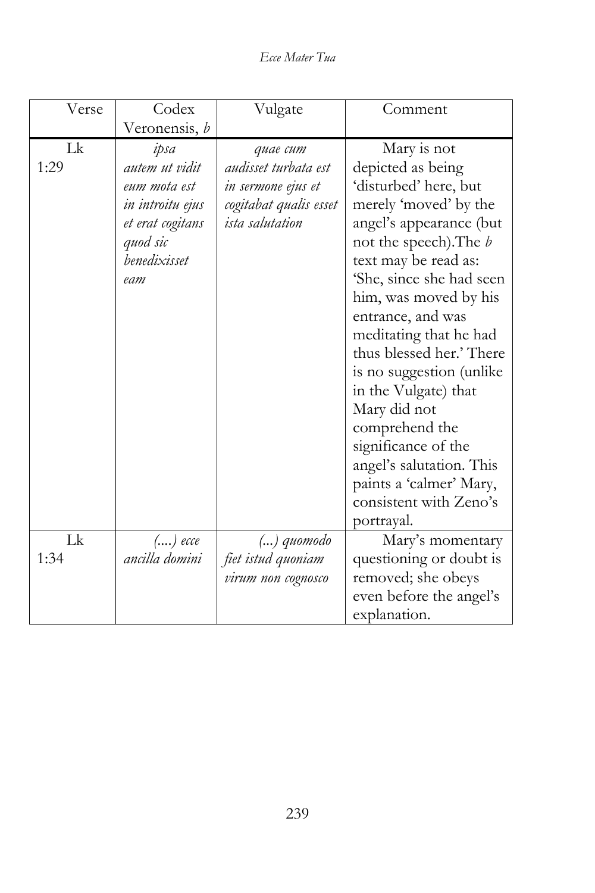| Verse | Codex Veronensis, *b* | Vulgate | Comment |
|---|---|---|---|
| Lk 1:29 | *ipsa autem ut vidit eum mota est in introitu ejus et erat cogitans quod sic benedixisset eam* | *quae cum audisset turbata est in sermone ejus et cogitabat qualis esset ista salutation* | Mary is not depicted as being 'disturbed' here, but merely 'moved' by the angel's appearance (but not the speech).The *b* text may be read as: 'She, since she had seen him, was moved by his entrance, and was meditating that he had thus blessed her.' There is no suggestion (unlike in the Vulgate) that Mary did not comprehend the significance of the angel's salutation. This paints a 'calmer' Mary, consistent with Zeno's portrayal. |
| Lk 1:34 | *(....) ecce ancilla domini* | *(...) quomodo fiet istud quoniam virum non cognosco* | Mary's momentary questioning or doubt is removed; she obeys even before the angel's explanation. |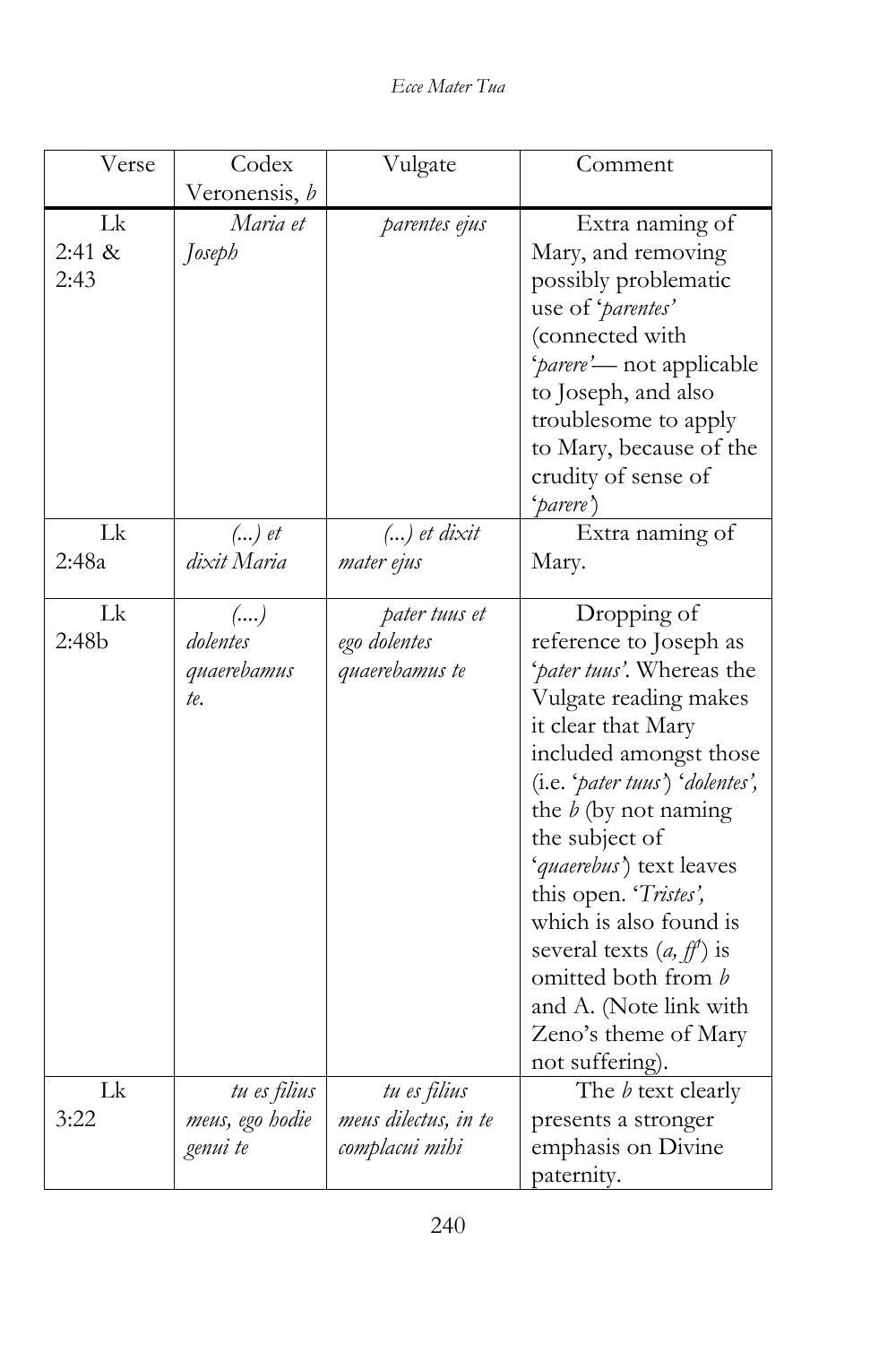| Verse | Codex Veronensis, *b* | Vulgate | Comment |
|---|---|---|---|
| Lk 2:41 & 2:43 | *Maria et Joseph* | *parentes ejus* | Extra naming of Mary, and removing possibly problematic use of '*parentes'* (connected with '*parere'*— not applicable to Joseph, and also troublesome to apply to Mary, because of the crudity of sense of '*parere*') |
| Lk 2:48a | *(...) et dixit Maria* | *(...) et dixit mater ejus* | Extra naming of Mary. |
| Lk 2:48b | *(....) dolentes quaerebamus te.* | *pater tuus et ego dolentes quaerebamus te* | Dropping of reference to Joseph as '*pater tuus'*. Whereas the Vulgate reading makes it clear that Mary included amongst those (i.e. '*pater tuus*') '*dolentes',* the *b* (by not naming the subject of '*quaerebus'*) text leaves this open. '*Tristes',* which is also found is several texts (*a, ff*) is omitted both from *b* and A. (Note link with Zeno's theme of Mary not suffering). |
| Lk 3:22 | *tu es filius meus, ego hodie genui te* | *tu es filius meus dilectus, in te complacui mihi* | The *b* text clearly presents a stronger emphasis on Divine paternity. |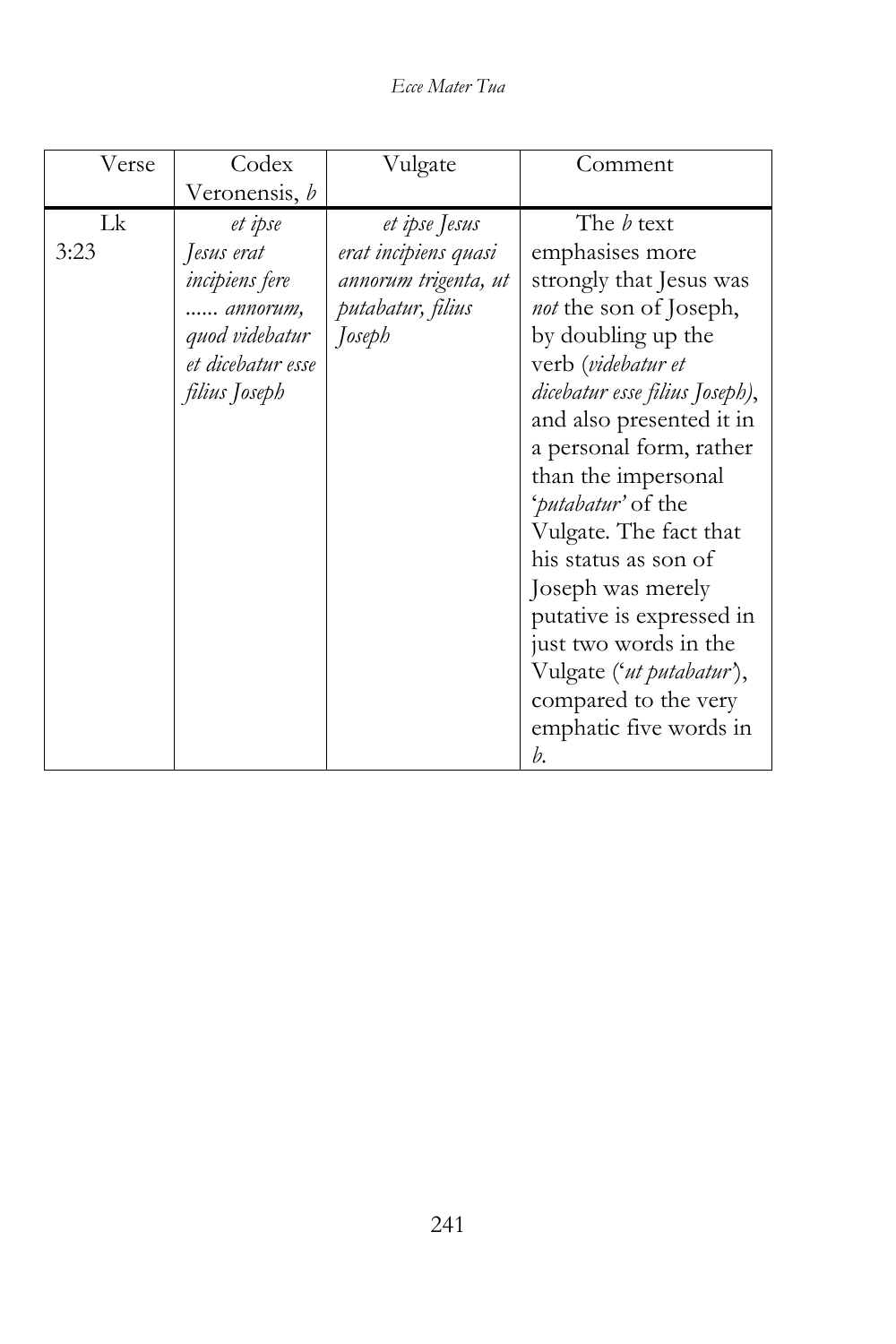| Verse | Codex Veronensis, *b* | Vulgate | Comment |
|---|---|---|---|
| Lk 3:23 | *et ipse Jesus erat incipiens fere ...... annorum, quod videbatur et dicebatur esse filius Joseph* | *et ipse Jesus erat incipiens quasi annorum trigenta, ut putabatur, filius Joseph* | The *b* text emphasises more strongly that Jesus was *not* the son of Joseph, by doubling up the verb (*videbatur et dicebatur esse filius Joseph)*, and also presented it in a personal form, rather than the impersonal '*putabatur'* of the Vulgate. The fact that his status as son of Joseph was merely putative is expressed in just two words in the Vulgate ('*ut putabatur'*), compared to the very emphatic five words in *b*. |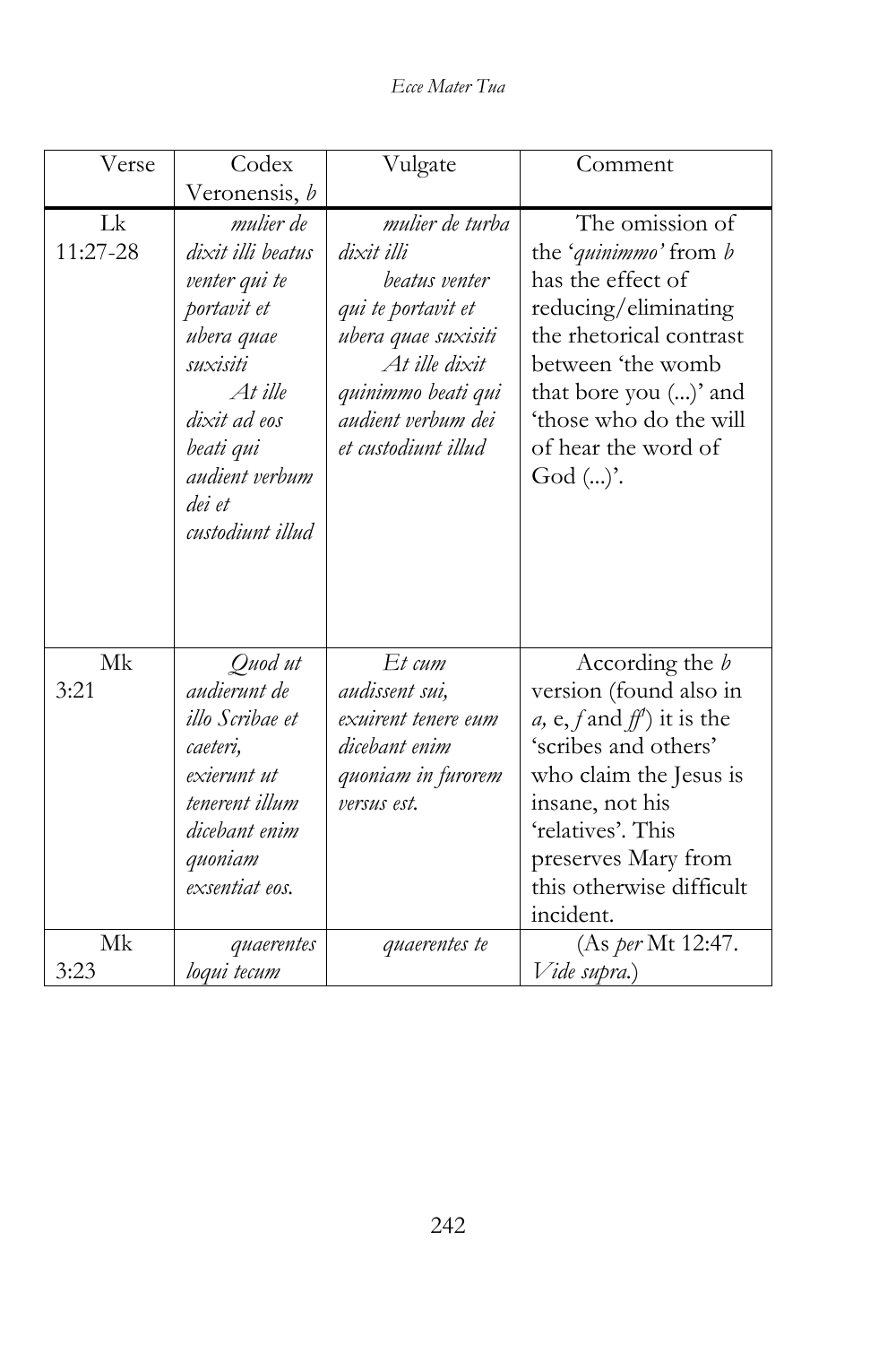| Verse | Codex Veronensis, *b* | Vulgate | Comment |
|---|---|---|---|
| Lk 11:27-28 | *mulier de dixit illi beatus venter qui te portavit et ubera quae suxisiti* *At ille dixit ad eos beati qui audient verbum dei et custodiunt illud* | *mulier de turba dixit illi* *beatus venter qui te portavit et ubera quae suxisiti* *At ille dixit quinimmo beati qui audient verbum dei et custodiunt illud* | The omission of the '*quinimmo'* from *b* has the effect of reducing/eliminating the rhetorical contrast between 'the womb that bore you (...)' and 'those who do the will of hear the word of God (...)'. |
| Mk 3:21 | *Quod ut audierunt de illo Scribae et caeteri, exierunt ut tenerent illum dicebant enim quoniam exsentiat eos.* | *Et cum audissent sui, exuirent tenere eum dicebant enim quoniam in furorem versus est.* | According the *b* version (found also in *a*, e, *f* and *ff*[1]) it is the 'scribes and others' who claim the Jesus is insane, not his 'relatives'. This preserves Mary from this otherwise difficult incident. |
| Mk 3:23 | *quaerentes loqui tecum* | *quaerentes te* | (As *per* Mt 12:47. *Vide supra*.) |